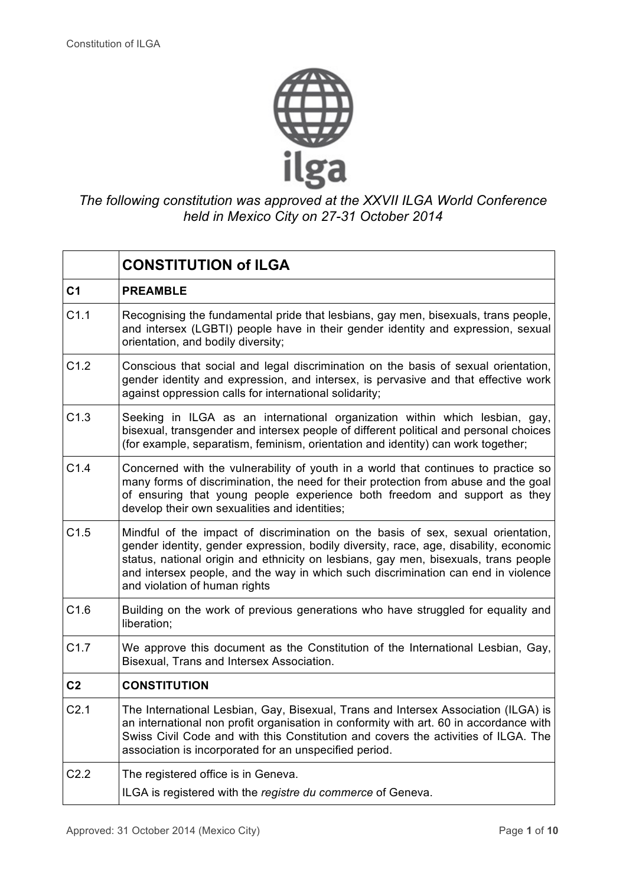*The following constitution was approved at the XXVII ILGA World Conference held in Mexico City on 27-31 October 2014*

| | **CONSTITUTION of ILGA** |
|---|---|
| **C1** | **PREAMBLE** |
| C1.1 | Recognising the fundamental pride that lesbians, gay men, bisexuals, trans people, and intersex (LGBTI) people have in their gender identity and expression, sexual orientation, and bodily diversity; |
| C1.2 | Conscious that social and legal discrimination on the basis of sexual orientation, gender identity and expression, and intersex, is pervasive and that effective work against oppression calls for international solidarity; |
| C1.3 | Seeking in ILGA as an international organization within which lesbian, gay, bisexual, transgender and intersex people of different political and personal choices (for example, separatism, feminism, orientation and identity) can work together; |
| C1.4 | Concerned with the vulnerability of youth in a world that continues to practice so many forms of discrimination, the need for their protection from abuse and the goal of ensuring that young people experience both freedom and support as they develop their own sexualities and identities; |
| C1.5 | Mindful of the impact of discrimination on the basis of sex, sexual orientation, gender identity, gender expression, bodily diversity, race, age, disability, economic status, national origin and ethnicity on lesbians, gay men, bisexuals, trans people and intersex people, and the way in which such discrimination can end in violence and violation of human rights |
| C1.6 | Building on the work of previous generations who have struggled for equality and liberation; |
| C1.7 | We approve this document as the Constitution of the International Lesbian, Gay, Bisexual, Trans and Intersex Association. |
| **C2** | **CONSTITUTION** |
| C2.1 | The International Lesbian, Gay, Bisexual, Trans and Intersex Association (ILGA) is an international non profit organisation in conformity with art. 60 in accordance with Swiss Civil Code and with this Constitution and covers the activities of ILGA. The association is incorporated for an unspecified period. |
| C2.2 | The registered office is in Geneva. <br> ILGA is registered with the *registre du commerce* of Geneva. |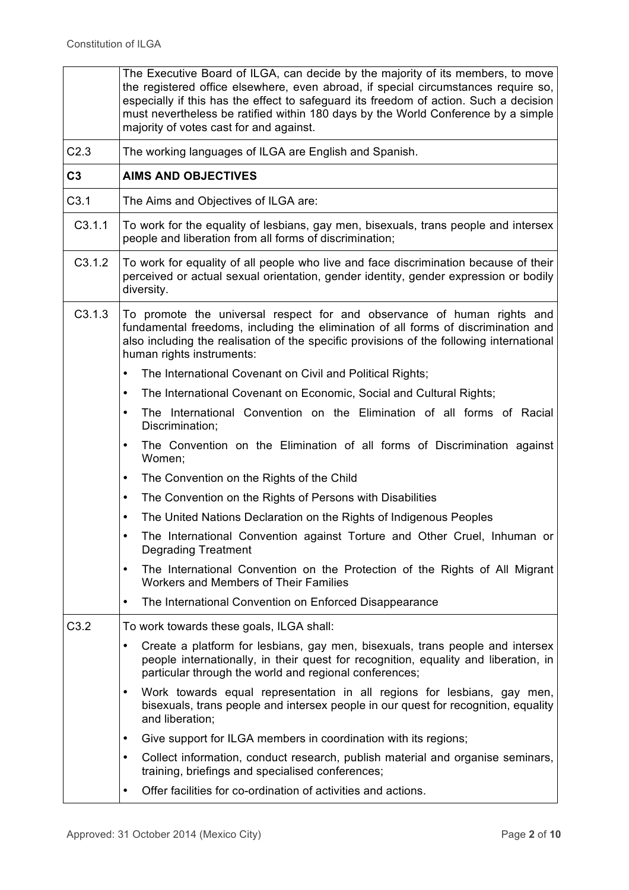| | |
|---|---|
| | The Executive Board of ILGA, can decide by the majority of its members, to move the registered office elsewhere, even abroad, if special circumstances require so, especially if this has the effect to safeguard its freedom of action. Such a decision must nevertheless be ratified within 180 days by the World Conference by a simple majority of votes cast for and against. |
| C2.3 | The working languages of ILGA are English and Spanish. |
| **C3** | **AIMS AND OBJECTIVES** |
| C3.1 | The Aims and Objectives of ILGA are: |
| C3.1.1 | To work for the equality of lesbians, gay men, bisexuals, trans people and intersex people and liberation from all forms of discrimination; |
| C3.1.2 | To work for equality of all people who live and face discrimination because of their perceived or actual sexual orientation, gender identity, gender expression or bodily diversity. |
| C3.1.3 | To promote the universal respect for and observance of human rights and fundamental freedoms, including the elimination of all forms of discrimination and also including the realisation of the specific provisions of the following international human rights instruments:<br>• The International Covenant on Civil and Political Rights;<br>• The International Covenant on Economic, Social and Cultural Rights;<br>• The International Convention on the Elimination of all forms of Racial Discrimination;<br>• The Convention on the Elimination of all forms of Discrimination against Women;<br>• The Convention on the Rights of the Child<br>• The Convention on the Rights of Persons with Disabilities<br>• The United Nations Declaration on the Rights of Indigenous Peoples<br>• The International Convention against Torture and Other Cruel, Inhuman or Degrading Treatment<br>• The International Convention on the Protection of the Rights of All Migrant Workers and Members of Their Families<br>• The International Convention on Enforced Disappearance |
| C3.2 | To work towards these goals, ILGA shall:<br>• Create a platform for lesbians, gay men, bisexuals, trans people and intersex people internationally, in their quest for recognition, equality and liberation, in particular through the world and regional conferences;<br>• Work towards equal representation in all regions for lesbians, gay men, bisexuals, trans people and intersex people in our quest for recognition, equality and liberation;<br>• Give support for ILGA members in coordination with its regions;<br>• Collect information, conduct research, publish material and organise seminars, training, briefings and specialised conferences;<br>• Offer facilities for co-ordination of activities and actions. |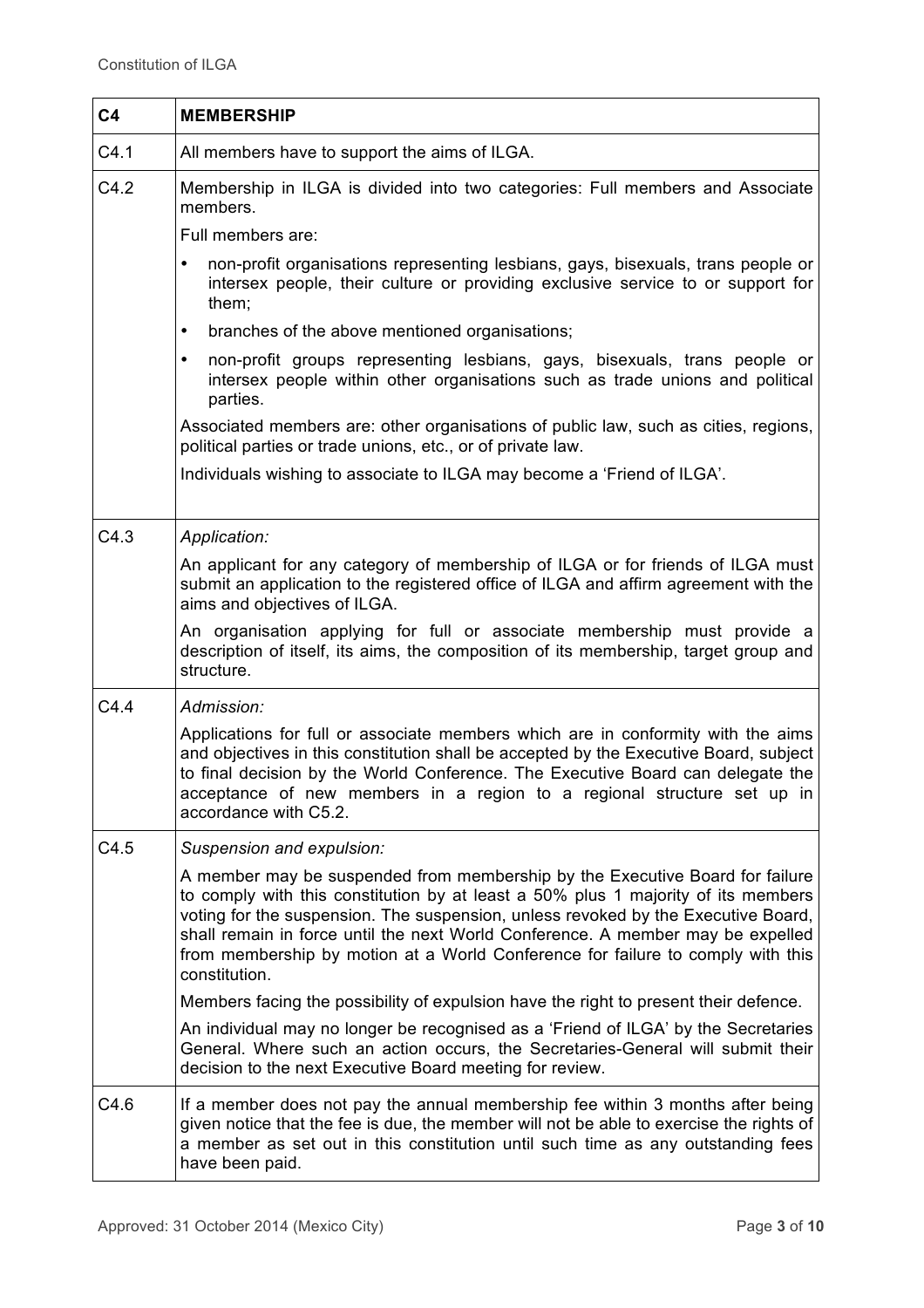| C4 | **MEMBERSHIP** |
|---|---|
| C4.1 | All members have to support the aims of ILGA. |
| C4.2 | Membership in ILGA is divided into two categories: Full members and Associate members.<br><br>Full members are:<br><br>• non-profit organisations representing lesbians, gays, bisexuals, trans people or intersex people, their culture or providing exclusive service to or support for them;<br>• branches of the above mentioned organisations;<br>• non-profit groups representing lesbians, gays, bisexuals, trans people or intersex people within other organisations such as trade unions and political parties.<br><br>Associated members are: other organisations of public law, such as cities, regions, political parties or trade unions, etc., or of private law.<br><br>Individuals wishing to associate to ILGA may become a 'Friend of ILGA'. |
| C4.3 | *Application:*<br><br>An applicant for any category of membership of ILGA or for friends of ILGA must submit an application to the registered office of ILGA and affirm agreement with the aims and objectives of ILGA.<br><br>An organisation applying for full or associate membership must provide a description of itself, its aims, the composition of its membership, target group and structure. |
| C4.4 | *Admission:*<br><br>Applications for full or associate members which are in conformity with the aims and objectives in this constitution shall be accepted by the Executive Board, subject to final decision by the World Conference. The Executive Board can delegate the acceptance of new members in a region to a regional structure set up in accordance with C5.2. |
| C4.5 | *Suspension and expulsion:*<br><br>A member may be suspended from membership by the Executive Board for failure to comply with this constitution by at least a 50% plus 1 majority of its members voting for the suspension. The suspension, unless revoked by the Executive Board, shall remain in force until the next World Conference. A member may be expelled from membership by motion at a World Conference for failure to comply with this constitution.<br><br>Members facing the possibility of expulsion have the right to present their defence.<br><br>An individual may no longer be recognised as a 'Friend of ILGA' by the Secretaries General. Where such an action occurs, the Secretaries-General will submit their decision to the next Executive Board meeting for review. |
| C4.6 | If a member does not pay the annual membership fee within 3 months after being given notice that the fee is due, the member will not be able to exercise the rights of a member as set out in this constitution until such time as any outstanding fees have been paid. |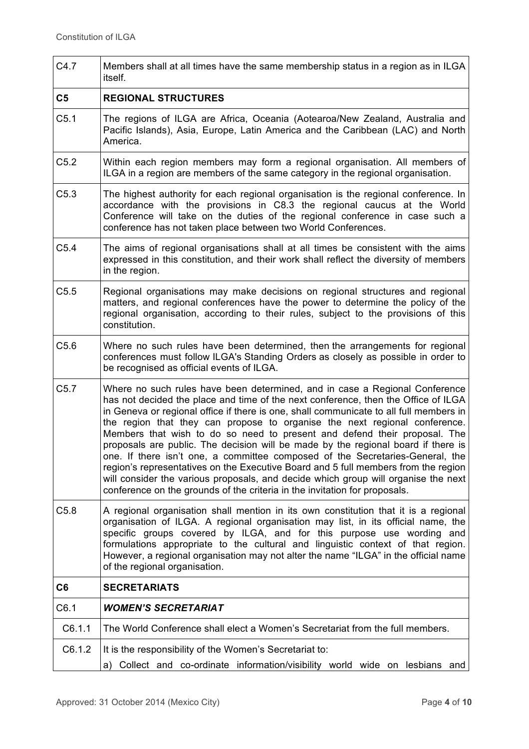| | |
|---|---|
| C4.7 | Members shall at all times have the same membership status in a region as in ILGA itself. |
| **C5** | **REGIONAL STRUCTURES** |
| C5.1 | The regions of ILGA are Africa, Oceania (Aotearoa/New Zealand, Australia and Pacific Islands), Asia, Europe, Latin America and the Caribbean (LAC) and North America. |
| C5.2 | Within each region members may form a regional organisation. All members of ILGA in a region are members of the same category in the regional organisation. |
| C5.3 | The highest authority for each regional organisation is the regional conference. In accordance with the provisions in C8.3 the regional caucus at the World Conference will take on the duties of the regional conference in case such a conference has not taken place between two World Conferences. |
| C5.4 | The aims of regional organisations shall at all times be consistent with the aims expressed in this constitution, and their work shall reflect the diversity of members in the region. |
| C5.5 | Regional organisations may make decisions on regional structures and regional matters, and regional conferences have the power to determine the policy of the regional organisation, according to their rules, subject to the provisions of this constitution. |
| C5.6 | Where no such rules have been determined, then the arrangements for regional conferences must follow ILGA's Standing Orders as closely as possible in order to be recognised as official events of ILGA. |
| C5.7 | Where no such rules have been determined, and in case a Regional Conference has not decided the place and time of the next conference, then the Office of ILGA in Geneva or regional office if there is one, shall communicate to all full members in the region that they can propose to organise the next regional conference. Members that wish to do so need to present and defend their proposal. The proposals are public. The decision will be made by the regional board if there is one. If there isn't one, a committee composed of the Secretaries-General, the region's representatives on the Executive Board and 5 full members from the region will consider the various proposals, and decide which group will organise the next conference on the grounds of the criteria in the invitation for proposals. |
| C5.8 | A regional organisation shall mention in its own constitution that it is a regional organisation of ILGA. A regional organisation may list, in its official name, the specific groups covered by ILGA, and for this purpose use wording and formulations appropriate to the cultural and linguistic context of that region. However, a regional organisation may not alter the name "ILGA" in the official name of the regional organisation. |
| **C6** | **SECRETARIATS** |
| C6.1 | ***WOMEN'S SECRETARIAT*** |
| C6.1.1 | The World Conference shall elect a Women's Secretariat from the full members. |
| C6.1.2 | It is the responsibility of the Women's Secretariat to:<br>a) Collect and co-ordinate information/visibility world wide on lesbians and |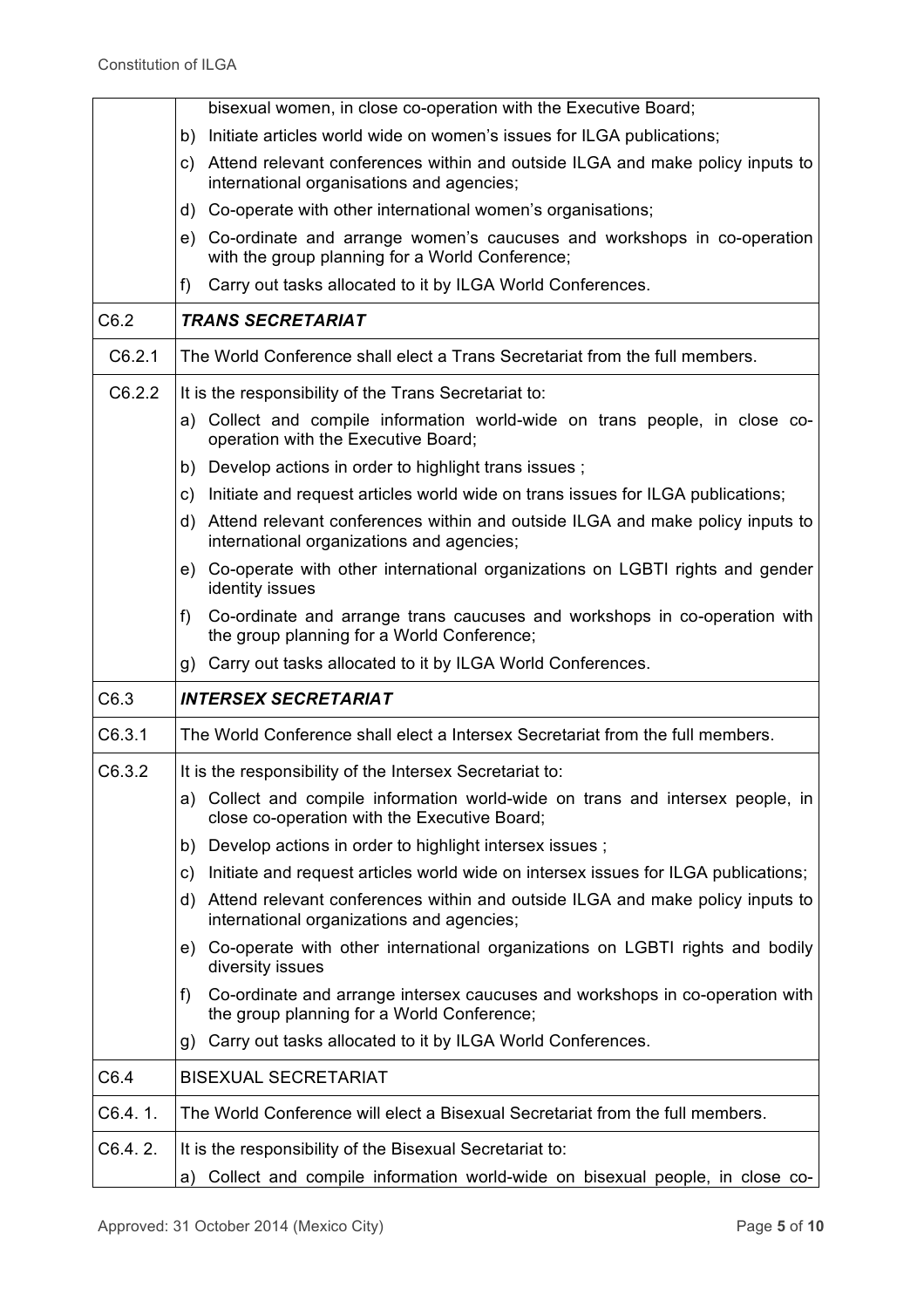| | |
|---|---|
| | bisexual women, in close co-operation with the Executive Board;<br>b) Initiate articles world wide on women's issues for ILGA publications;<br>c) Attend relevant conferences within and outside ILGA and make policy inputs to international organisations and agencies;<br>d) Co-operate with other international women's organisations;<br>e) Co-ordinate and arrange women's caucuses and workshops in co-operation with the group planning for a World Conference;<br>f) Carry out tasks allocated to it by ILGA World Conferences. |
| C6.2 | ***TRANS SECRETARIAT*** |
| C6.2.1 | The World Conference shall elect a Trans Secretariat from the full members. |
| C6.2.2 | It is the responsibility of the Trans Secretariat to:<br>a) Collect and compile information world-wide on trans people, in close co-operation with the Executive Board;<br>b) Develop actions in order to highlight trans issues ;<br>c) Initiate and request articles world wide on trans issues for ILGA publications;<br>d) Attend relevant conferences within and outside ILGA and make policy inputs to international organizations and agencies;<br>e) Co-operate with other international organizations on LGBTI rights and gender identity issues<br>f) Co-ordinate and arrange trans caucuses and workshops in co-operation with the group planning for a World Conference;<br>g) Carry out tasks allocated to it by ILGA World Conferences. |
| C6.3 | ***INTERSEX SECRETARIAT*** |
| C6.3.1 | The World Conference shall elect a Intersex Secretariat from the full members. |
| C6.3.2 | It is the responsibility of the Intersex Secretariat to:<br>a) Collect and compile information world-wide on trans and intersex people, in close co-operation with the Executive Board;<br>b) Develop actions in order to highlight intersex issues ;<br>c) Initiate and request articles world wide on intersex issues for ILGA publications;<br>d) Attend relevant conferences within and outside ILGA and make policy inputs to international organizations and agencies;<br>e) Co-operate with other international organizations on LGBTI rights and bodily diversity issues<br>f) Co-ordinate and arrange intersex caucuses and workshops in co-operation with the group planning for a World Conference;<br>g) Carry out tasks allocated to it by ILGA World Conferences. |
| C6.4 | BISEXUAL SECRETARIAT |
| C6.4. 1. | The World Conference will elect a Bisexual Secretariat from the full members. |
| C6.4. 2. | It is the responsibility of the Bisexual Secretariat to:<br>a) Collect and compile information world-wide on bisexual people, in close co- |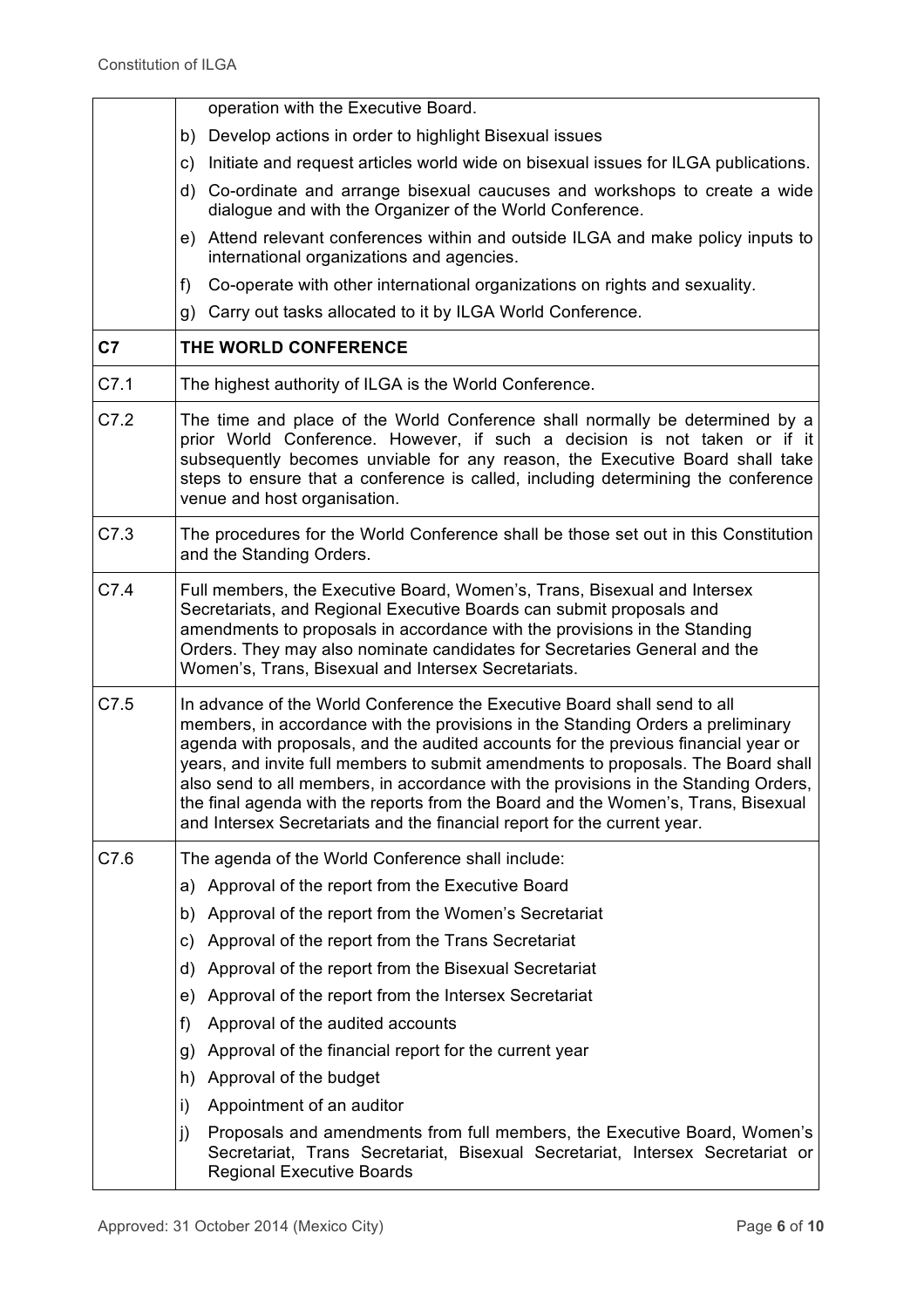| | |
|---|---|
| | operation with the Executive Board.<br>b) Develop actions in order to highlight Bisexual issues<br>c) Initiate and request articles world wide on bisexual issues for ILGA publications.<br>d) Co-ordinate and arrange bisexual caucuses and workshops to create a wide dialogue and with the Organizer of the World Conference.<br>e) Attend relevant conferences within and outside ILGA and make policy inputs to international organizations and agencies.<br>f) Co-operate with other international organizations on rights and sexuality.<br>g) Carry out tasks allocated to it by ILGA World Conference. |
| **C7** | **THE WORLD CONFERENCE** |
| C7.1 | The highest authority of ILGA is the World Conference. |
| C7.2 | The time and place of the World Conference shall normally be determined by a prior World Conference. However, if such a decision is not taken or if it subsequently becomes unviable for any reason, the Executive Board shall take steps to ensure that a conference is called, including determining the conference venue and host organisation. |
| C7.3 | The procedures for the World Conference shall be those set out in this Constitution and the Standing Orders. |
| C7.4 | Full members, the Executive Board, Women's, Trans, Bisexual and Intersex Secretariats, and Regional Executive Boards can submit proposals and amendments to proposals in accordance with the provisions in the Standing Orders. They may also nominate candidates for Secretaries General and the Women's, Trans, Bisexual and Intersex Secretariats. |
| C7.5 | In advance of the World Conference the Executive Board shall send to all members, in accordance with the provisions in the Standing Orders a preliminary agenda with proposals, and the audited accounts for the previous financial year or years, and invite full members to submit amendments to proposals. The Board shall also send to all members, in accordance with the provisions in the Standing Orders, the final agenda with the reports from the Board and the Women's, Trans, Bisexual and Intersex Secretariats and the financial report for the current year. |
| C7.6 | The agenda of the World Conference shall include:<br>a) Approval of the report from the Executive Board<br>b) Approval of the report from the Women's Secretariat<br>c) Approval of the report from the Trans Secretariat<br>d) Approval of the report from the Bisexual Secretariat<br>e) Approval of the report from the Intersex Secretariat<br>f) Approval of the audited accounts<br>g) Approval of the financial report for the current year<br>h) Approval of the budget<br>i) Appointment of an auditor<br>j) Proposals and amendments from full members, the Executive Board, Women's Secretariat, Trans Secretariat, Bisexual Secretariat, Intersex Secretariat or Regional Executive Boards |

Approved: 31 October 2014 (Mexico City)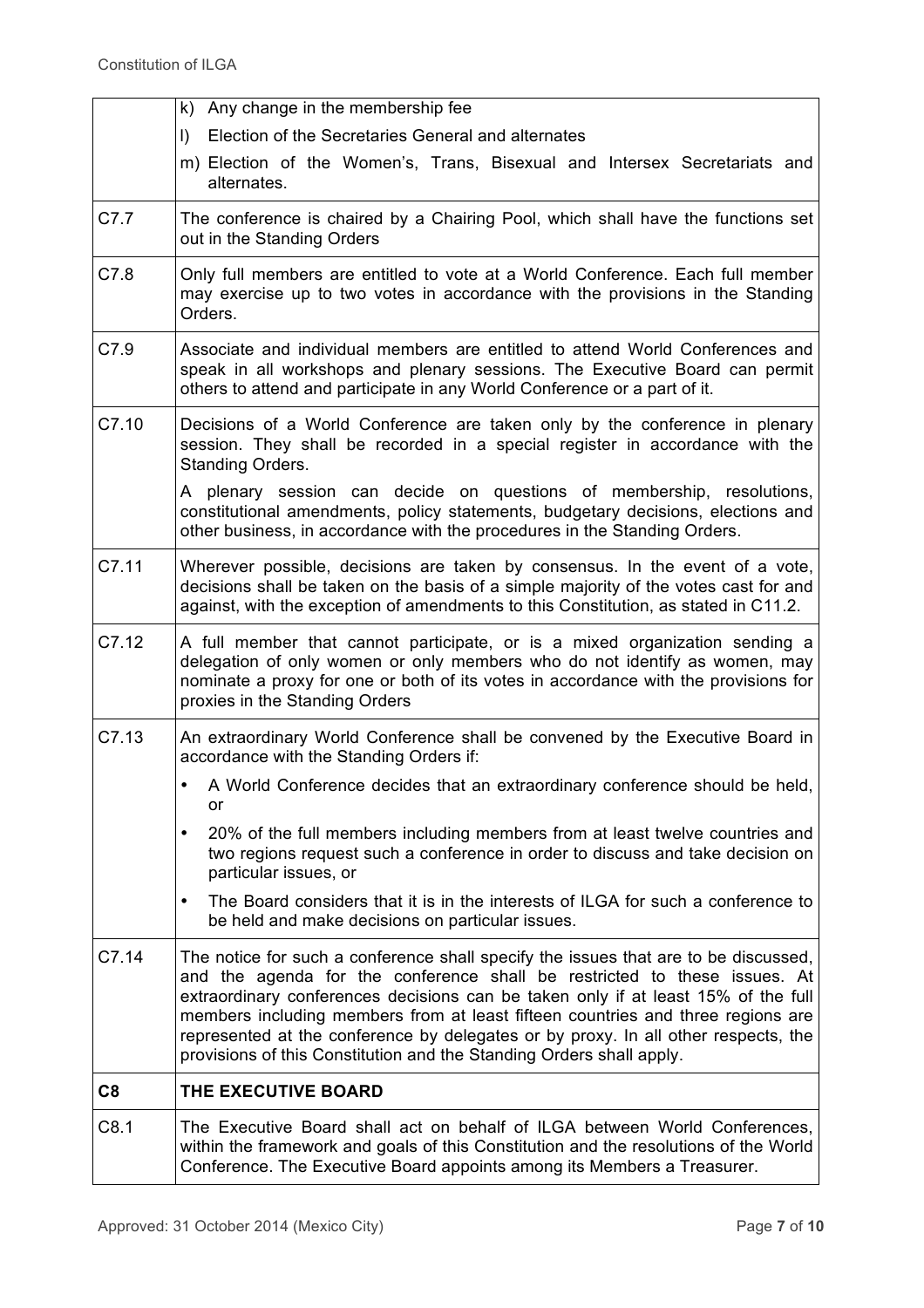| | |
|---|---|
| | k) Any change in the membership fee<br>l) Election of the Secretaries General and alternates<br>m) Election of the Women's, Trans, Bisexual and Intersex Secretariats and alternates. |
| C7.7 | The conference is chaired by a Chairing Pool, which shall have the functions set out in the Standing Orders |
| C7.8 | Only full members are entitled to vote at a World Conference. Each full member may exercise up to two votes in accordance with the provisions in the Standing Orders. |
| C7.9 | Associate and individual members are entitled to attend World Conferences and speak in all workshops and plenary sessions. The Executive Board can permit others to attend and participate in any World Conference or a part of it. |
| C7.10 | Decisions of a World Conference are taken only by the conference in plenary session. They shall be recorded in a special register in accordance with the Standing Orders.<br>A plenary session can decide on questions of membership, resolutions, constitutional amendments, policy statements, budgetary decisions, elections and other business, in accordance with the procedures in the Standing Orders. |
| C7.11 | Wherever possible, decisions are taken by consensus. In the event of a vote, decisions shall be taken on the basis of a simple majority of the votes cast for and against, with the exception of amendments to this Constitution, as stated in C11.2. |
| C7.12 | A full member that cannot participate, or is a mixed organization sending a delegation of only women or only members who do not identify as women, may nominate a proxy for one or both of its votes in accordance with the provisions for proxies in the Standing Orders |
| C7.13 | An extraordinary World Conference shall be convened by the Executive Board in accordance with the Standing Orders if:<br>• A World Conference decides that an extraordinary conference should be held, or<br>• 20% of the full members including members from at least twelve countries and two regions request such a conference in order to discuss and take decision on particular issues, or<br>• The Board considers that it is in the interests of ILGA for such a conference to be held and make decisions on particular issues. |
| C7.14 | The notice for such a conference shall specify the issues that are to be discussed, and the agenda for the conference shall be restricted to these issues. At extraordinary conferences decisions can be taken only if at least 15% of the full members including members from at least fifteen countries and three regions are represented at the conference by delegates or by proxy. In all other respects, the provisions of this Constitution and the Standing Orders shall apply. |
| **C8** | **THE EXECUTIVE BOARD** |
| C8.1 | The Executive Board shall act on behalf of ILGA between World Conferences, within the framework and goals of this Constitution and the resolutions of the World Conference. The Executive Board appoints among its Members a Treasurer. |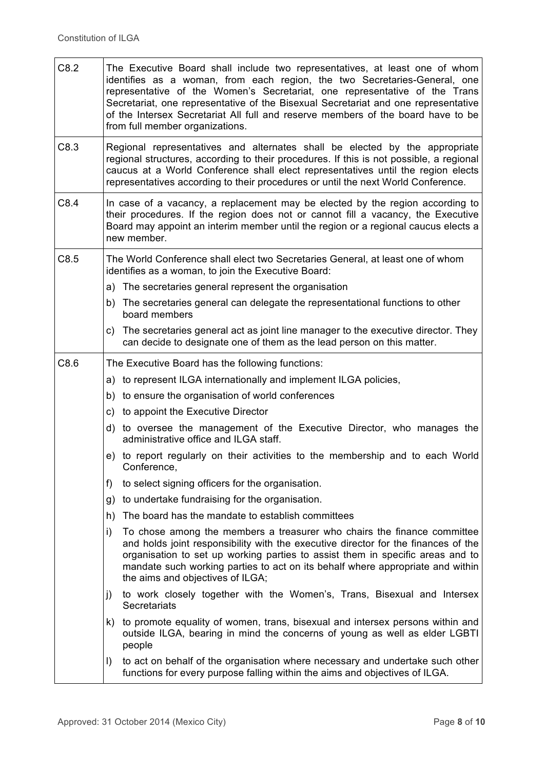| | |
|---|---|
| C8.2 | The Executive Board shall include two representatives, at least one of whom identifies as a woman, from each region, the two Secretaries-General, one representative of the Women's Secretariat, one representative of the Trans Secretariat, one representative of the Bisexual Secretariat and one representative of the Intersex Secretariat All full and reserve members of the board have to be from full member organizations. |
| C8.3 | Regional representatives and alternates shall be elected by the appropriate regional structures, according to their procedures. If this is not possible, a regional caucus at a World Conference shall elect representatives until the region elects representatives according to their procedures or until the next World Conference. |
| C8.4 | In case of a vacancy, a replacement may be elected by the region according to their procedures. If the region does not or cannot fill a vacancy, the Executive Board may appoint an interim member until the region or a regional caucus elects a new member. |
| C8.5 | The World Conference shall elect two Secretaries General, at least one of whom identifies as a woman, to join the Executive Board:<br>a) The secretaries general represent the organisation<br>b) The secretaries general can delegate the representational functions to other board members<br>c) The secretaries general act as joint line manager to the executive director. They can decide to designate one of them as the lead person on this matter. |
| C8.6 | The Executive Board has the following functions:<br>a) to represent ILGA internationally and implement ILGA policies,<br>b) to ensure the organisation of world conferences<br>c) to appoint the Executive Director<br>d) to oversee the management of the Executive Director, who manages the administrative office and ILGA staff.<br>e) to report regularly on their activities to the membership and to each World Conference,<br>f) to select signing officers for the organisation.<br>g) to undertake fundraising for the organisation.<br>h) The board has the mandate to establish committees<br>i) To chose among the members a treasurer who chairs the finance committee and holds joint responsibility with the executive director for the finances of the organisation to set up working parties to assist them in specific areas and to mandate such working parties to act on its behalf where appropriate and within the aims and objectives of ILGA;<br>j) to work closely together with the Women's, Trans, Bisexual and Intersex Secretariats<br>k) to promote equality of women, trans, bisexual and intersex persons within and outside ILGA, bearing in mind the concerns of young as well as elder LGBTI people<br>l) to act on behalf of the organisation where necessary and undertake such other functions for every purpose falling within the aims and objectives of ILGA. |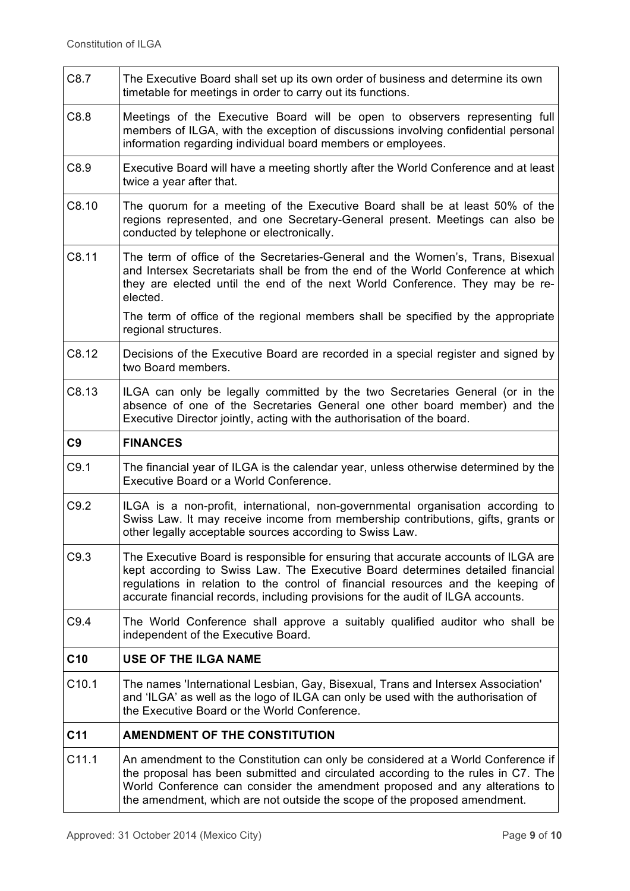| | |
|---|---|
| C8.7 | The Executive Board shall set up its own order of business and determine its own timetable for meetings in order to carry out its functions. |
| C8.8 | Meetings of the Executive Board will be open to observers representing full members of ILGA, with the exception of discussions involving confidential personal information regarding individual board members or employees. |
| C8.9 | Executive Board will have a meeting shortly after the World Conference and at least twice a year after that. |
| C8.10 | The quorum for a meeting of the Executive Board shall be at least 50% of the regions represented, and one Secretary-General present. Meetings can also be conducted by telephone or electronically. |
| C8.11 | The term of office of the Secretaries-General and the Women's, Trans, Bisexual and Intersex Secretariats shall be from the end of the World Conference at which they are elected until the end of the next World Conference. They may be re-elected.<br><br>The term of office of the regional members shall be specified by the appropriate regional structures. |
| C8.12 | Decisions of the Executive Board are recorded in a special register and signed by two Board members. |
| C8.13 | ILGA can only be legally committed by the two Secretaries General (or in the absence of one of the Secretaries General one other board member) and the Executive Director jointly, acting with the authorisation of the board. |
| **C9** | **FINANCES** |
| C9.1 | The financial year of ILGA is the calendar year, unless otherwise determined by the Executive Board or a World Conference. |
| C9.2 | ILGA is a non-profit, international, non-governmental organisation according to Swiss Law. It may receive income from membership contributions, gifts, grants or other legally acceptable sources according to Swiss Law. |
| C9.3 | The Executive Board is responsible for ensuring that accurate accounts of ILGA are kept according to Swiss Law. The Executive Board determines detailed financial regulations in relation to the control of financial resources and the keeping of accurate financial records, including provisions for the audit of ILGA accounts. |
| C9.4 | The World Conference shall approve a suitably qualified auditor who shall be independent of the Executive Board. |
| **C10** | **USE OF THE ILGA NAME** |
| C10.1 | The names 'International Lesbian, Gay, Bisexual, Trans and Intersex Association' and 'ILGA' as well as the logo of ILGA can only be used with the authorisation of the Executive Board or the World Conference. |
| **C11** | **AMENDMENT OF THE CONSTITUTION** |
| C11.1 | An amendment to the Constitution can only be considered at a World Conference if the proposal has been submitted and circulated according to the rules in C7. The World Conference can consider the amendment proposed and any alterations to the amendment, which are not outside the scope of the proposed amendment. |

Approved: 31 October 2014 (Mexico City)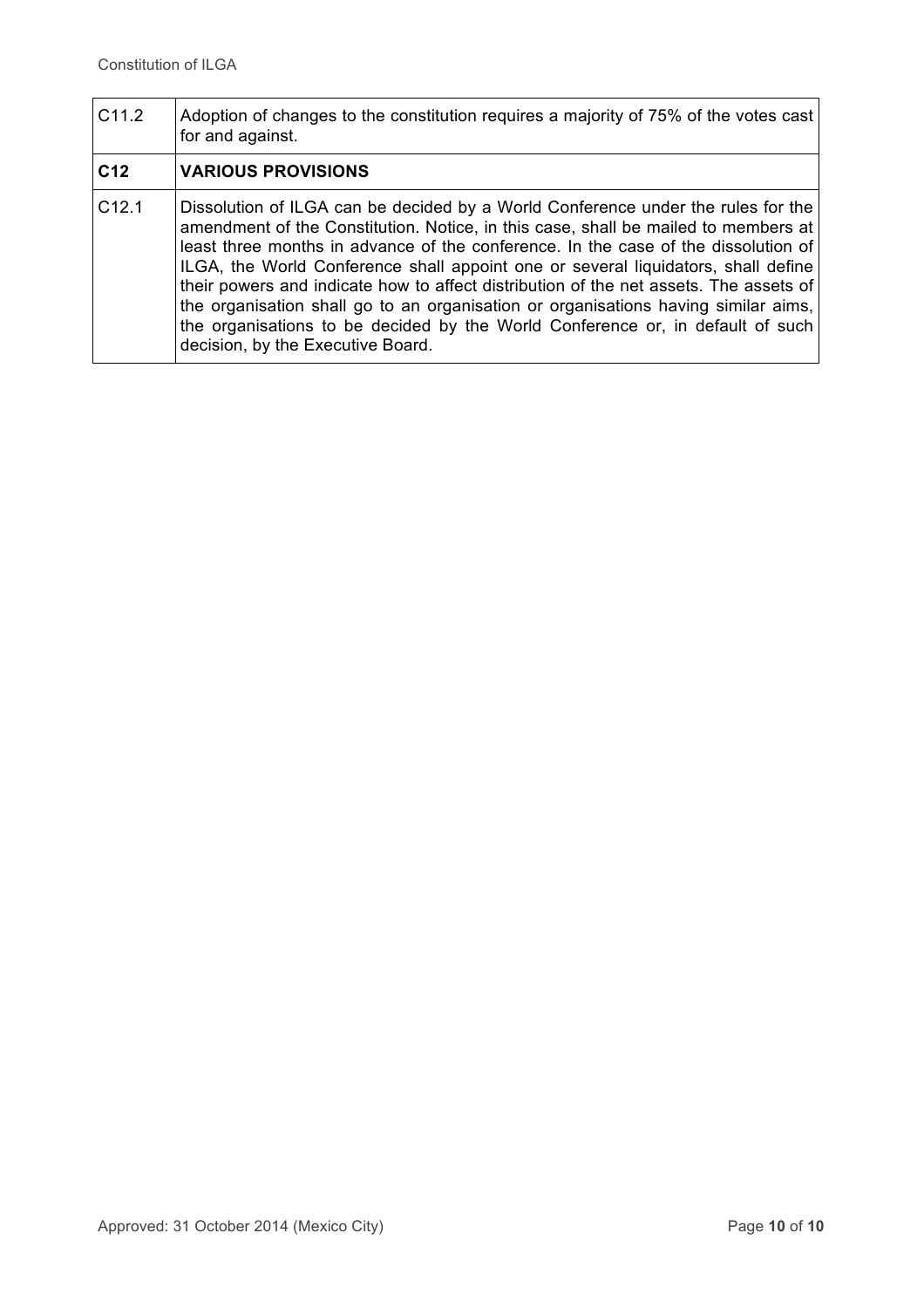| | |
|---|---|
| C11.2 | Adoption of changes to the constitution requires a majority of 75% of the votes cast for and against. |
| **C12** | **VARIOUS PROVISIONS** |
| C12.1 | Dissolution of ILGA can be decided by a World Conference under the rules for the amendment of the Constitution. Notice, in this case, shall be mailed to members at least three months in advance of the conference. In the case of the dissolution of ILGA, the World Conference shall appoint one or several liquidators, shall define their powers and indicate how to affect distribution of the net assets. The assets of the organisation shall go to an organisation or organisations having similar aims, the organisations to be decided by the World Conference or, in default of such decision, by the Executive Board. |

Approved: 31 October 2014 (Mexico City)